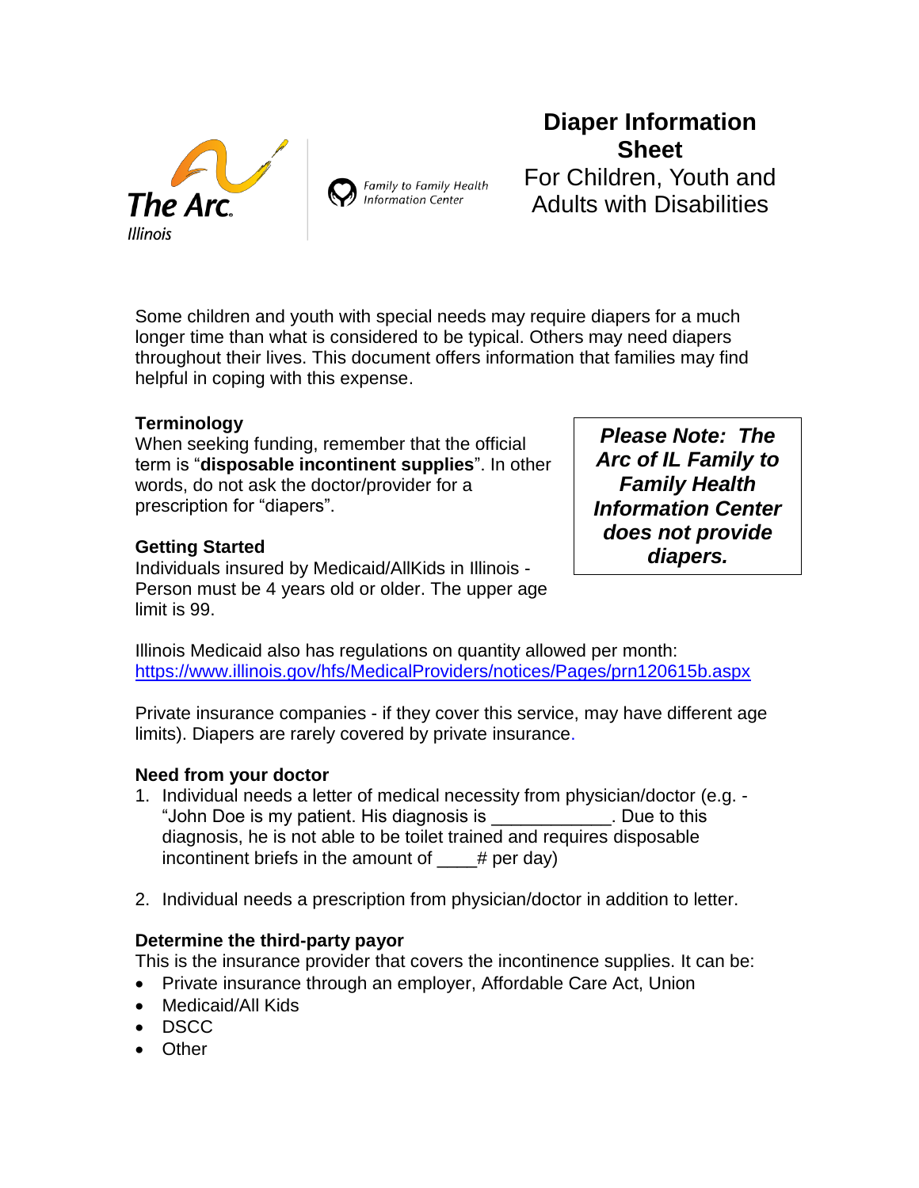The Arc Illinois

Family to Family Health Information Center

# Diaper Information Sheet

For Children, Youth and Adults with Disabilities

Some children and youth with special needs may require diapers for a much longer time than what is considered to be typical. Others may need diapers throughout their lives. This document offers information that families may find helpful in coping with this expense.

***Please Note: The Arc of IL Family to Family Health Information Center does not provide diapers.***

**Terminology**

When seeking funding, remember that the official term is "**disposable incontinent supplies**". In other words, do not ask the doctor/provider for a prescription for "diapers".

**Getting Started**

Individuals insured by Medicaid/AllKids in Illinois - Person must be 4 years old or older. The upper age limit is 99.

Illinois Medicaid also has regulations on quantity allowed per month: https://www.illinois.gov/hfs/MedicalProviders/notices/Pages/prn120615b.aspx

Private insurance companies - if they cover this service, may have different age limits). Diapers are rarely covered by private insurance.

**Need from your doctor**

1. Individual needs a letter of medical necessity from physician/doctor (e.g. - "John Doe is my patient. His diagnosis is ____________. Due to this diagnosis, he is not able to be toilet trained and requires disposable incontinent briefs in the amount of ____# per day)

2. Individual needs a prescription from physician/doctor in addition to letter.

**Determine the third-party payor**

This is the insurance provider that covers the incontinence supplies. It can be:

- Private insurance through an employer, Affordable Care Act, Union
- Medicaid/All Kids
- DSCC
- Other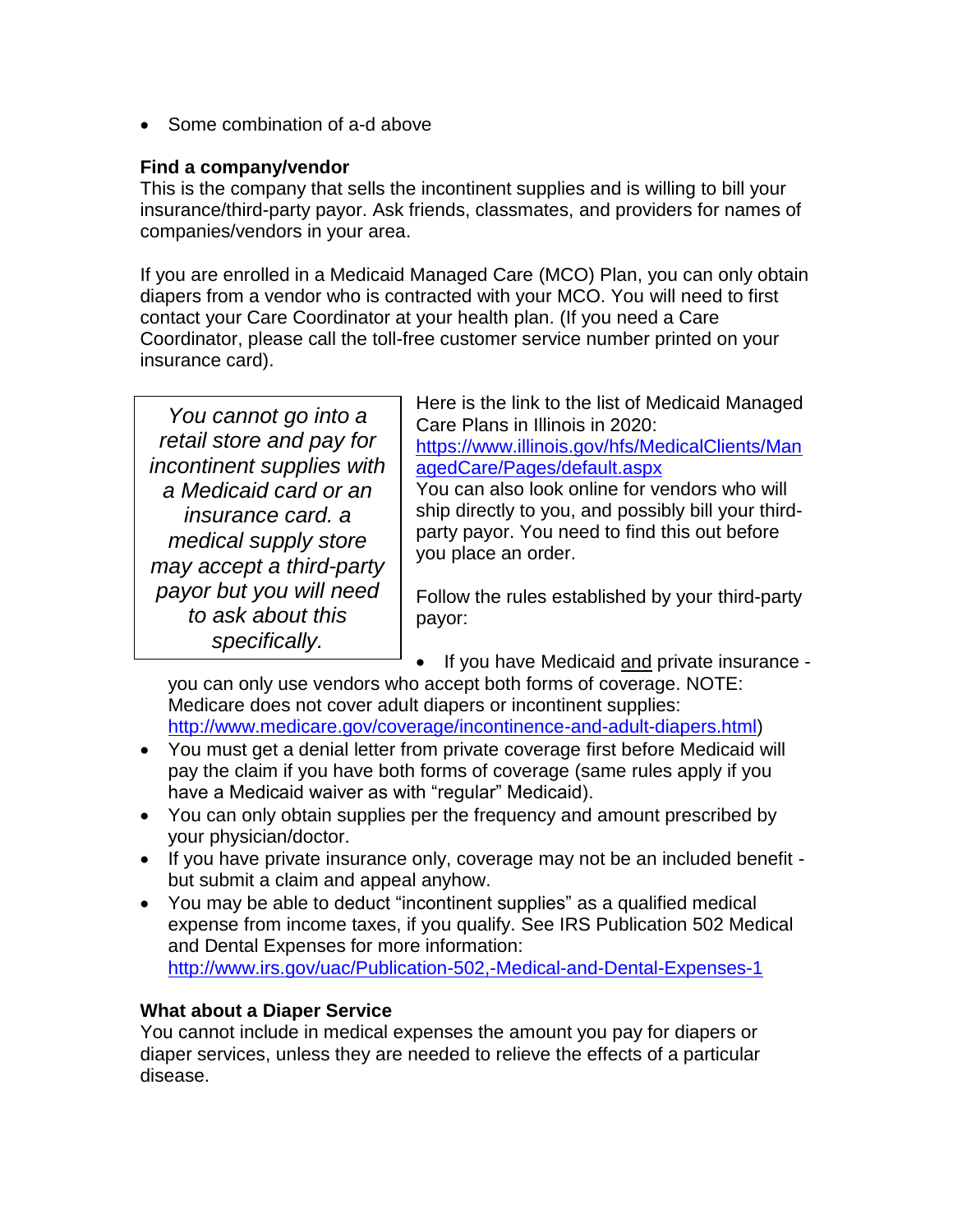- Some combination of a-d above

**Find a company/vendor**
This is the company that sells the incontinent supplies and is willing to bill your insurance/third-party payor. Ask friends, classmates, and providers for names of companies/vendors in your area.

If you are enrolled in a Medicaid Managed Care (MCO) Plan, you can only obtain diapers from a vendor who is contracted with your MCO. You will need to first contact your Care Coordinator at your health plan. (If you need a Care Coordinator, please call the toll-free customer service number printed on your insurance card).

*You cannot go into a retail store and pay for incontinent supplies with a Medicaid card or an insurance card. a medical supply store may accept a third-party payor but you will need to ask about this specifically.*

Here is the link to the list of Medicaid Managed Care Plans in Illinois in 2020: https://www.illinois.gov/hfs/MedicalClients/ManagedCare/Pages/default.aspx
You can also look online for vendors who will ship directly to you, and possibly bill your third-party payor. You need to find this out before you place an order.

Follow the rules established by your third-party payor:

- If you have Medicaid and private insurance - you can only use vendors who accept both forms of coverage. NOTE: Medicare does not cover adult diapers or incontinent supplies: http://www.medicare.gov/coverage/incontinence-and-adult-diapers.html)
- You must get a denial letter from private coverage first before Medicaid will pay the claim if you have both forms of coverage (same rules apply if you have a Medicaid waiver as with "regular" Medicaid).
- You can only obtain supplies per the frequency and amount prescribed by your physician/doctor.
- If you have private insurance only, coverage may not be an included benefit - but submit a claim and appeal anyhow.
- You may be able to deduct "incontinent supplies" as a qualified medical expense from income taxes, if you qualify. See IRS Publication 502 Medical and Dental Expenses for more information: http://www.irs.gov/uac/Publication-502,-Medical-and-Dental-Expenses-1

**What about a Diaper Service**
You cannot include in medical expenses the amount you pay for diapers or diaper services, unless they are needed to relieve the effects of a particular disease.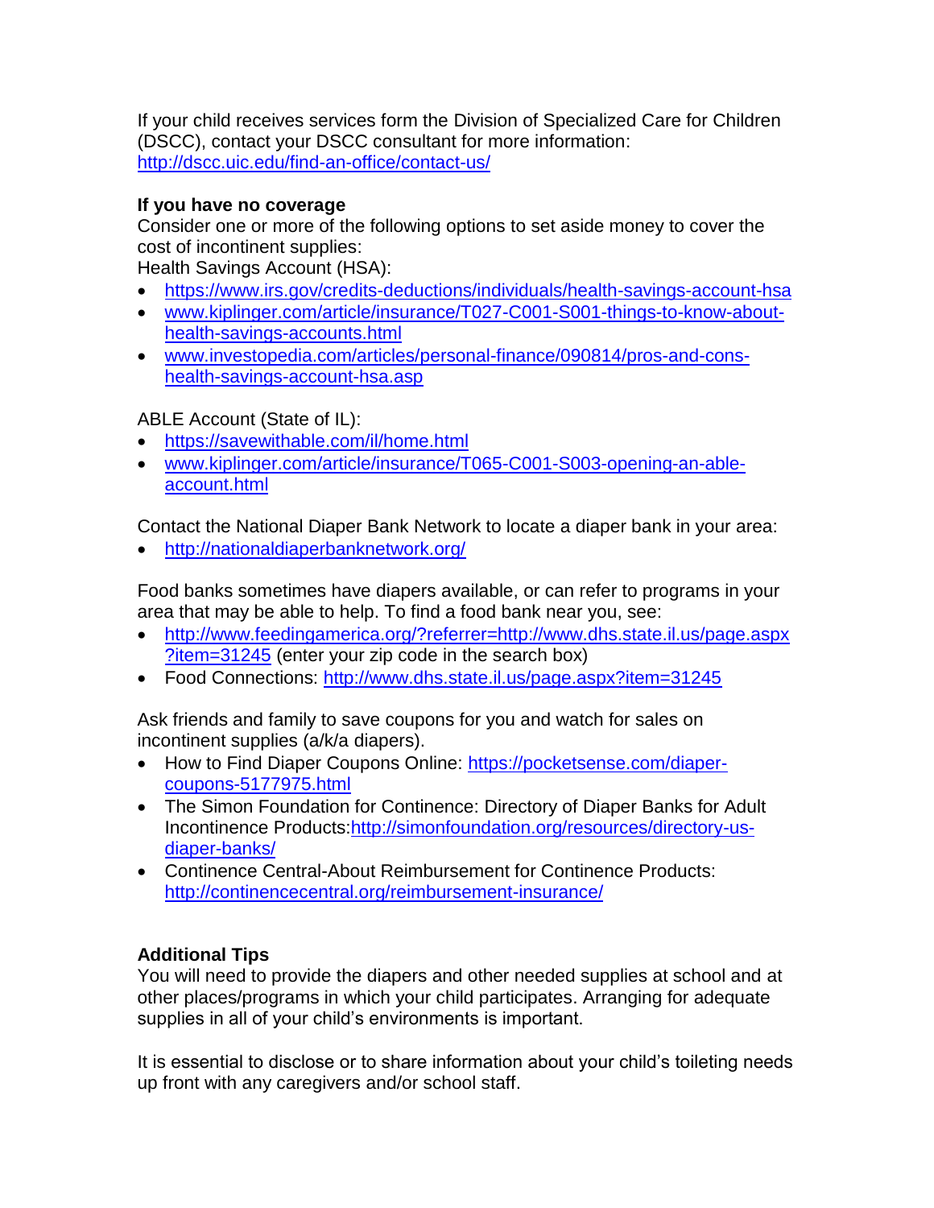If your child receives services form the Division of Specialized Care for Children (DSCC), contact your DSCC consultant for more information: http://dscc.uic.edu/find-an-office/contact-us/

**If you have no coverage**

Consider one or more of the following options to set aside money to cover the cost of incontinent supplies:

Health Savings Account (HSA):

- https://www.irs.gov/credits-deductions/individuals/health-savings-account-hsa
- www.kiplinger.com/article/insurance/T027-C001-S001-things-to-know-about-health-savings-accounts.html
- www.investopedia.com/articles/personal-finance/090814/pros-and-cons-health-savings-account-hsa.asp

ABLE Account (State of IL):

- https://savewithable.com/il/home.html
- www.kiplinger.com/article/insurance/T065-C001-S003-opening-an-able-account.html

Contact the National Diaper Bank Network to locate a diaper bank in your area:

- http://nationaldiaperbanknetwork.org/

Food banks sometimes have diapers available, or can refer to programs in your area that may be able to help. To find a food bank near you, see:

- http://www.feedingamerica.org/?referrer=http://www.dhs.state.il.us/page.aspx?item=31245 (enter your zip code in the search box)
- Food Connections: http://www.dhs.state.il.us/page.aspx?item=31245

Ask friends and family to save coupons for you and watch for sales on incontinent supplies (a/k/a diapers).

- How to Find Diaper Coupons Online: https://pocketsense.com/diaper-coupons-5177975.html
- The Simon Foundation for Continence: Directory of Diaper Banks for Adult Incontinence Products:http://simonfoundation.org/resources/directory-us-diaper-banks/
- Continence Central-About Reimbursement for Continence Products: http://continencecentral.org/reimbursement-insurance/

**Additional Tips**

You will need to provide the diapers and other needed supplies at school and at other places/programs in which your child participates. Arranging for adequate supplies in all of your child's environments is important.

It is essential to disclose or to share information about your child's toileting needs up front with any caregivers and/or school staff.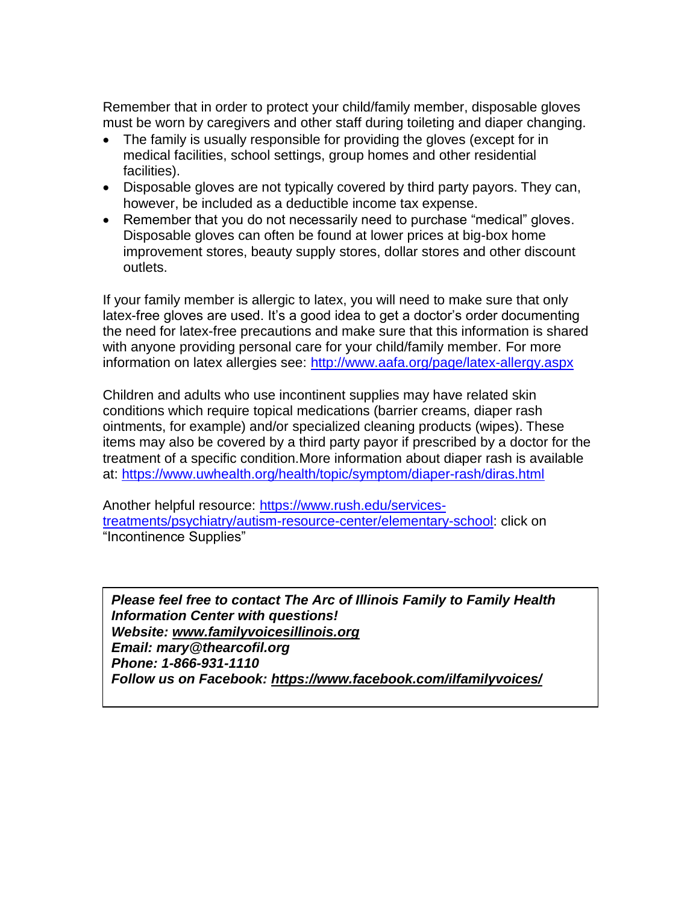Remember that in order to protect your child/family member, disposable gloves must be worn by caregivers and other staff during toileting and diaper changing.

- The family is usually responsible for providing the gloves (except for in medical facilities, school settings, group homes and other residential facilities).
- Disposable gloves are not typically covered by third party payors. They can, however, be included as a deductible income tax expense.
- Remember that you do not necessarily need to purchase "medical" gloves. Disposable gloves can often be found at lower prices at big-box home improvement stores, beauty supply stores, dollar stores and other discount outlets.

If your family member is allergic to latex, you will need to make sure that only latex-free gloves are used. It's a good idea to get a doctor's order documenting the need for latex-free precautions and make sure that this information is shared with anyone providing personal care for your child/family member. For more information on latex allergies see: [http://www.aafa.org/page/latex-allergy.aspx](http://www.aafa.org/page/latex-allergy.aspx)

Children and adults who use incontinent supplies may have related skin conditions which require topical medications (barrier creams, diaper rash ointments, for example) and/or specialized cleaning products (wipes). These items may also be covered by a third party payor if prescribed by a doctor for the treatment of a specific condition.More information about diaper rash is available at: [https://www.uwhealth.org/health/topic/symptom/diaper-rash/diras.html](https://www.uwhealth.org/health/topic/symptom/diaper-rash/diras.html)

Another helpful resource: [https://www.rush.edu/services-treatments/psychiatry/autism-resource-center/elementary-school](https://www.rush.edu/services-treatments/psychiatry/autism-resource-center/elementary-school): click on "Incontinence Supplies"

***Please feel free to contact The Arc of Illinois Family to Family Health Information Center with questions!***
***Website: [www.familyvoicesillinois.org](http://www.familyvoicesillinois.org)***
***Email: mary@thearcofil.org***
***Phone: 1-866-931-1110***
***Follow us on Facebook: [https://www.facebook.com/ilfamilyvoices/](https://www.facebook.com/ilfamilyvoices/)***